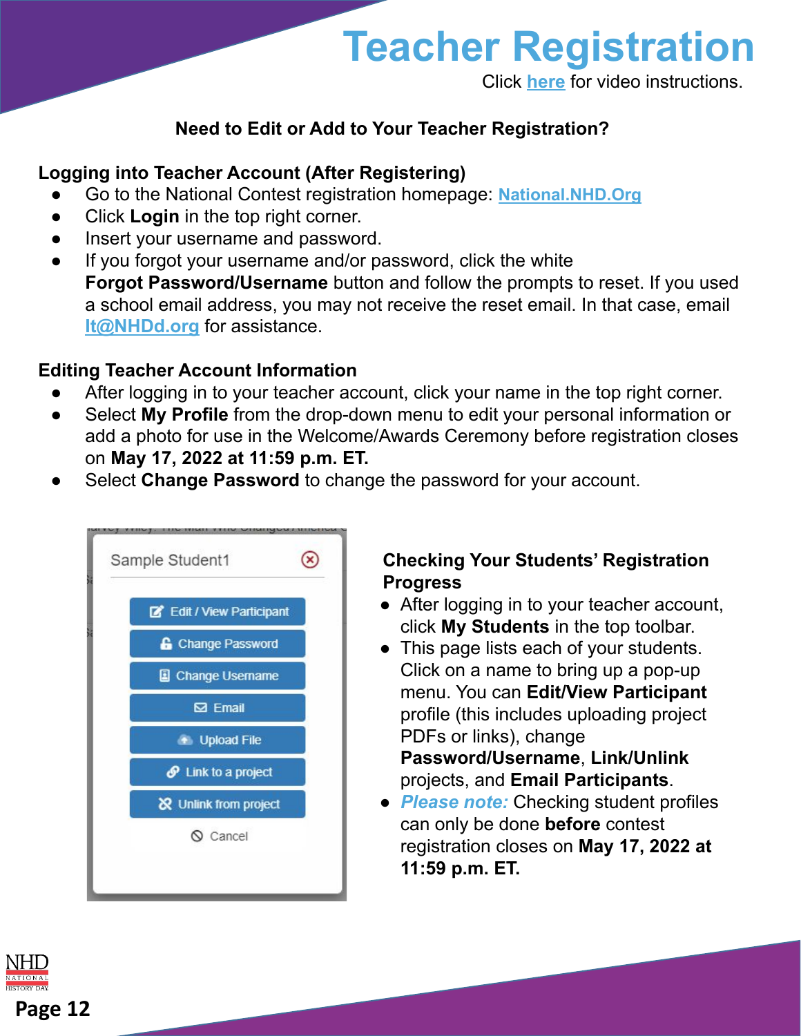# Teacher Registration

Click here for video instructions.

### Need to Edit or Add to Your Teacher Registration?

#### Logging into Teacher Account (After Registering)

- Go to the National Contest registration homepage: National.NHD.Org
- Click **Login** in the top right corner.
- Insert your username and password.
- If you forgot your username and/or password, click the white **Forgot Password/Username** button and follow the prompts to reset. If you used a school email address, you may not receive the reset email. In that case, email It@NHDd.org for assistance.

#### Editing Teacher Account Information

- After logging in to your teacher account, click your name in the top right corner.
- Select **My Profile** from the drop-down menu to edit your personal information or add a photo for use in the Welcome/Awards Ceremony before registration closes on **May 17, 2022 at 11:59 p.m. ET.**
- Select **Change Password** to change the password for your account.

Sample Student1

- Edit / View Participant
- Change Password
- Change Username
- Email
- Upload File
- Link to a project
- Unlink from project
- Cancel

#### Checking Your Students' Registration Progress

- After logging in to your teacher account, click **My Students** in the top toolbar.
- This page lists each of your students. Click on a name to bring up a pop-up menu. You can **Edit/View Participant** profile (this includes uploading project PDFs or links), change **Password/Username**, **Link/Unlink** projects, and **Email Participants**.
- ***Please note:*** Checking student profiles can only be done **before** contest registration closes on **May 17, 2022 at 11:59 p.m. ET.**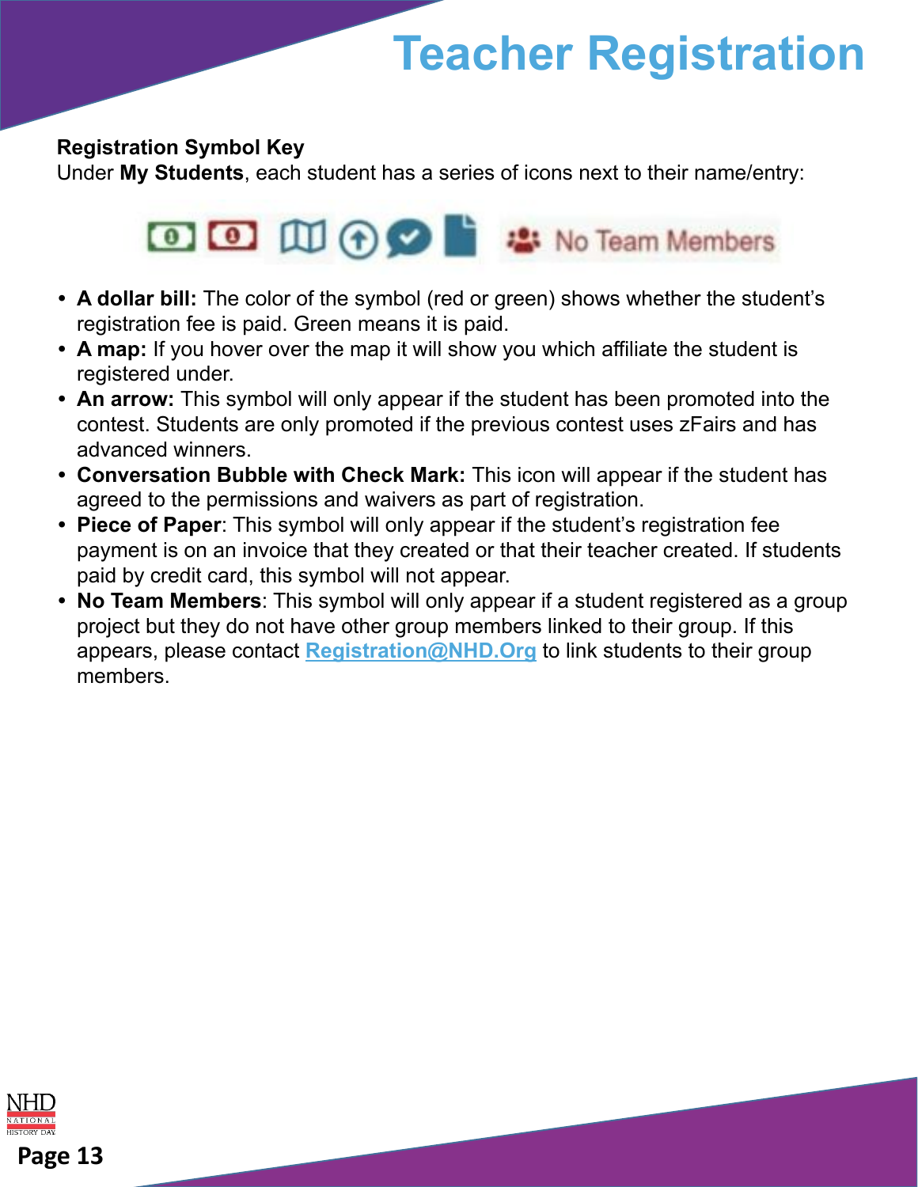# Teacher Registration

**Registration Symbol Key**

Under **My Students**, each student has a series of icons next to their name/entry:

No Team Members

- **A dollar bill:** The color of the symbol (red or green) shows whether the student's registration fee is paid. Green means it is paid.
- **A map:** If you hover over the map it will show you which affiliate the student is registered under.
- **An arrow:** This symbol will only appear if the student has been promoted into the contest. Students are only promoted if the previous contest uses zFairs and has advanced winners.
- **Conversation Bubble with Check Mark:** This icon will appear if the student has agreed to the permissions and waivers as part of registration.
- **Piece of Paper**: This symbol will only appear if the student's registration fee payment is on an invoice that they created or that their teacher created. If students paid by credit card, this symbol will not appear.
- **No Team Members**: This symbol will only appear if a student registered as a group project but they do not have other group members linked to their group. If this appears, please contact Registration@NHD.Org to link students to their group members.